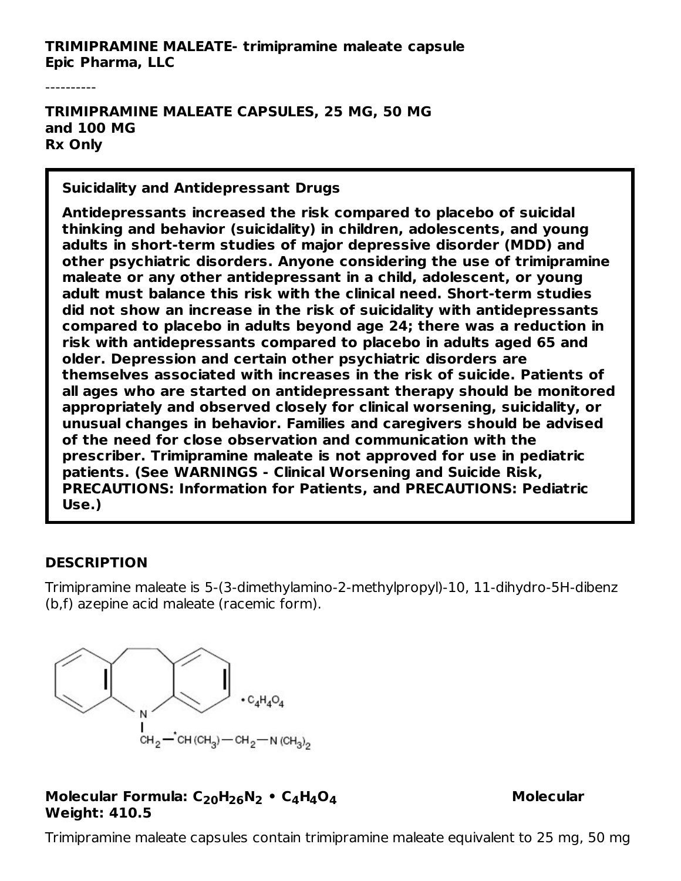**TRIMIPRAMINE MALEATE- trimipramine maleate capsule**
**Epic Pharma, LLC**

----------

**TRIMIPRAMINE MALEATE CAPSULES, 25 MG, 50 MG and 100 MG**
**Rx Only**

> **Suicidality and Antidepressant Drugs**
>
> **Antidepressants increased the risk compared to placebo of suicidal thinking and behavior (suicidality) in children, adolescents, and young adults in short-term studies of major depressive disorder (MDD) and other psychiatric disorders. Anyone considering the use of trimipramine maleate or any other antidepressant in a child, adolescent, or young adult must balance this risk with the clinical need. Short-term studies did not show an increase in the risk of suicidality with antidepressants compared to placebo in adults beyond age 24; there was a reduction in risk with antidepressants compared to placebo in adults aged 65 and older. Depression and certain other psychiatric disorders are themselves associated with increases in the risk of suicide. Patients of all ages who are started on antidepressant therapy should be monitored appropriately and observed closely for clinical worsening, suicidality, or unusual changes in behavior. Families and caregivers should be advised of the need for close observation and communication with the prescriber. Trimipramine maleate is not approved for use in pediatric patients. (See WARNINGS - Clinical Worsening and Suicide Risk, PRECAUTIONS: Information for Patients, and PRECAUTIONS: Pediatric Use.)**

## DESCRIPTION

Trimipramine maleate is 5-(3-dimethylamino-2-methylpropyl)-10, 11-dihydro-5H-dibenz (b,f) azepine acid maleate (racemic form).

$CH_2 - {}^{*}CH(CH_3) - CH_2 - N(CH_3)_2$ • $C_4H_4O_4$

**Molecular Formula: $C_{20}H_{26}N_2$ • $C_4H_4O_4$** **Molecular Weight: 410.5**

Trimipramine maleate capsules contain trimipramine maleate equivalent to 25 mg, 50 mg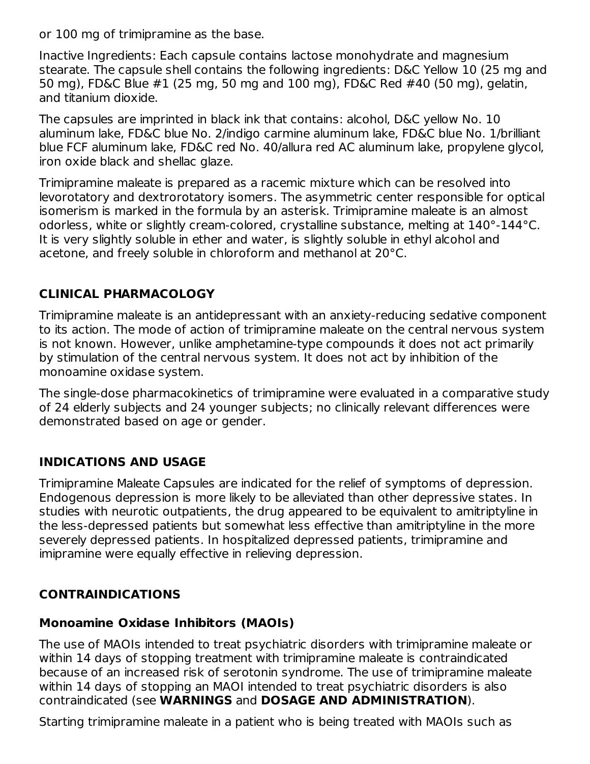or 100 mg of trimipramine as the base.

Inactive Ingredients: Each capsule contains lactose monohydrate and magnesium stearate. The capsule shell contains the following ingredients: D&C Yellow 10 (25 mg and 50 mg), FD&C Blue #1 (25 mg, 50 mg and 100 mg), FD&C Red #40 (50 mg), gelatin, and titanium dioxide.

The capsules are imprinted in black ink that contains: alcohol, D&C yellow No. 10 aluminum lake, FD&C blue No. 2/indigo carmine aluminum lake, FD&C blue No. 1/brilliant blue FCF aluminum lake, FD&C red No. 40/allura red AC aluminum lake, propylene glycol, iron oxide black and shellac glaze.

Trimipramine maleate is prepared as a racemic mixture which can be resolved into levorotatory and dextrorotatory isomers. The asymmetric center responsible for optical isomerism is marked in the formula by an asterisk. Trimipramine maleate is an almost odorless, white or slightly cream-colored, crystalline substance, melting at 140°-144°C. It is very slightly soluble in ether and water, is slightly soluble in ethyl alcohol and acetone, and freely soluble in chloroform and methanol at 20°C.

## CLINICAL PHARMACOLOGY

Trimipramine maleate is an antidepressant with an anxiety-reducing sedative component to its action. The mode of action of trimipramine maleate on the central nervous system is not known. However, unlike amphetamine-type compounds it does not act primarily by stimulation of the central nervous system. It does not act by inhibition of the monoamine oxidase system.

The single-dose pharmacokinetics of trimipramine were evaluated in a comparative study of 24 elderly subjects and 24 younger subjects; no clinically relevant differences were demonstrated based on age or gender.

## INDICATIONS AND USAGE

Trimipramine Maleate Capsules are indicated for the relief of symptoms of depression. Endogenous depression is more likely to be alleviated than other depressive states. In studies with neurotic outpatients, the drug appeared to be equivalent to amitriptyline in the less-depressed patients but somewhat less effective than amitriptyline in the more severely depressed patients. In hospitalized depressed patients, trimipramine and imipramine were equally effective in relieving depression.

## CONTRAINDICATIONS

### Monoamine Oxidase Inhibitors (MAOIs)

The use of MAOIs intended to treat psychiatric disorders with trimipramine maleate or within 14 days of stopping treatment with trimipramine maleate is contraindicated because of an increased risk of serotonin syndrome. The use of trimipramine maleate within 14 days of stopping an MAOI intended to treat psychiatric disorders is also contraindicated (see **WARNINGS** and **DOSAGE AND ADMINISTRATION**).

Starting trimipramine maleate in a patient who is being treated with MAOIs such as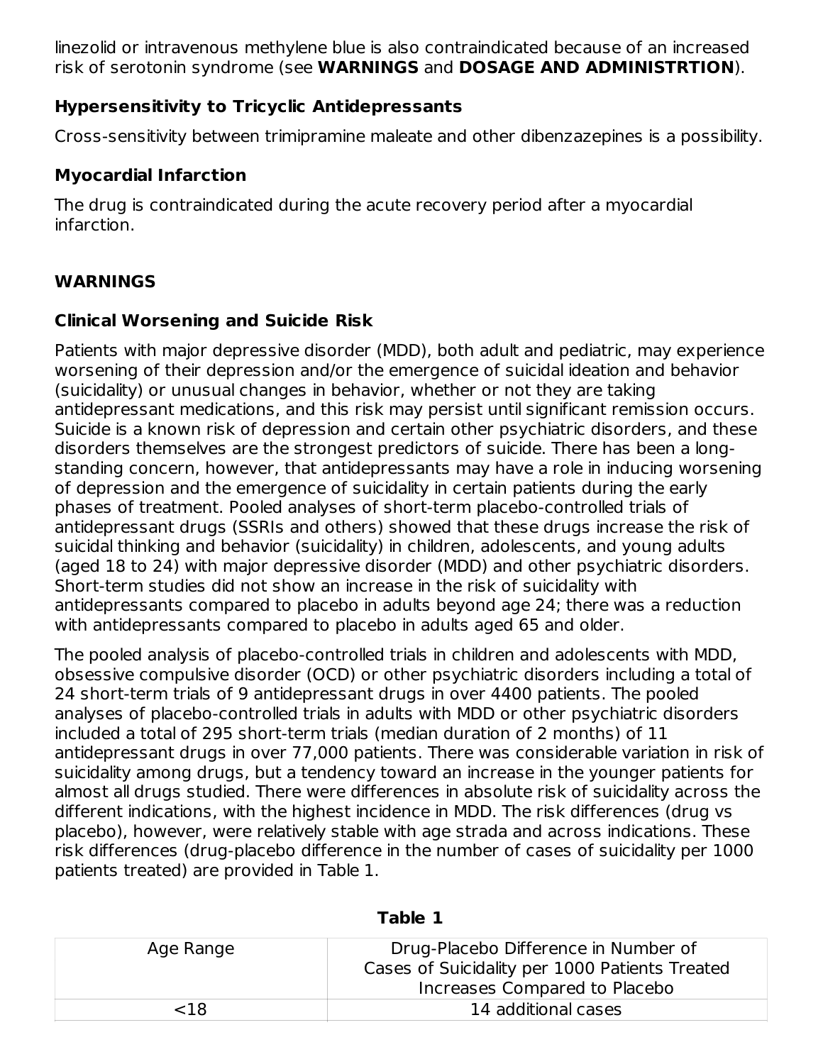linezolid or intravenous methylene blue is also contraindicated because of an increased risk of serotonin syndrome (see **WARNINGS** and **DOSAGE AND ADMINISTRTION**).

### Hypersensitivity to Tricyclic Antidepressants

Cross-sensitivity between trimipramine maleate and other dibenzazepines is a possibility.

### Myocardial Infarction

The drug is contraindicated during the acute recovery period after a myocardial infarction.

## WARNINGS

### Clinical Worsening and Suicide Risk

Patients with major depressive disorder (MDD), both adult and pediatric, may experience worsening of their depression and/or the emergence of suicidal ideation and behavior (suicidality) or unusual changes in behavior, whether or not they are taking antidepressant medications, and this risk may persist until significant remission occurs. Suicide is a known risk of depression and certain other psychiatric disorders, and these disorders themselves are the strongest predictors of suicide. There has been a long-standing concern, however, that antidepressants may have a role in inducing worsening of depression and the emergence of suicidality in certain patients during the early phases of treatment. Pooled analyses of short-term placebo-controlled trials of antidepressant drugs (SSRIs and others) showed that these drugs increase the risk of suicidal thinking and behavior (suicidality) in children, adolescents, and young adults (aged 18 to 24) with major depressive disorder (MDD) and other psychiatric disorders. Short-term studies did not show an increase in the risk of suicidality with antidepressants compared to placebo in adults beyond age 24; there was a reduction with antidepressants compared to placebo in adults aged 65 and older.

The pooled analysis of placebo-controlled trials in children and adolescents with MDD, obsessive compulsive disorder (OCD) or other psychiatric disorders including a total of 24 short-term trials of 9 antidepressant drugs in over 4400 patients. The pooled analyses of placebo-controlled trials in adults with MDD or other psychiatric disorders included a total of 295 short-term trials (median duration of 2 months) of 11 antidepressant drugs in over 77,000 patients. There was considerable variation in risk of suicidality among drugs, but a tendency toward an increase in the younger patients for almost all drugs studied. There were differences in absolute risk of suicidality across the different indications, with the highest incidence in MDD. The risk differences (drug vs placebo), however, were relatively stable with age strada and across indications. These risk differences (drug-placebo difference in the number of cases of suicidality per 1000 patients treated) are provided in Table 1.

**Table 1**

| Age Range | Drug-Placebo Difference in Number of Cases of Suicidality per 1000 Patients Treated |
|---|---|
| | Increases Compared to Placebo |
| <18 | 14 additional cases |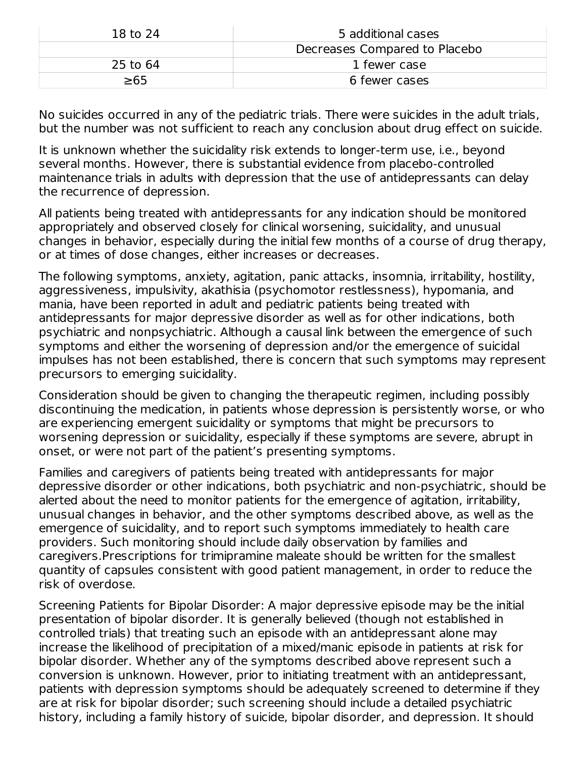| 18 to 24 | 5 additional cases |
| --- | --- |
| | Decreases Compared to Placebo |
| 25 to 64 | 1 fewer case |
| ≥65 | 6 fewer cases |

No suicides occurred in any of the pediatric trials. There were suicides in the adult trials, but the number was not sufficient to reach any conclusion about drug effect on suicide.

It is unknown whether the suicidality risk extends to longer-term use, i.e., beyond several months. However, there is substantial evidence from placebo-controlled maintenance trials in adults with depression that the use of antidepressants can delay the recurrence of depression.

All patients being treated with antidepressants for any indication should be monitored appropriately and observed closely for clinical worsening, suicidality, and unusual changes in behavior, especially during the initial few months of a course of drug therapy, or at times of dose changes, either increases or decreases.

The following symptoms, anxiety, agitation, panic attacks, insomnia, irritability, hostility, aggressiveness, impulsivity, akathisia (psychomotor restlessness), hypomania, and mania, have been reported in adult and pediatric patients being treated with antidepressants for major depressive disorder as well as for other indications, both psychiatric and nonpsychiatric. Although a causal link between the emergence of such symptoms and either the worsening of depression and/or the emergence of suicidal impulses has not been established, there is concern that such symptoms may represent precursors to emerging suicidality.

Consideration should be given to changing the therapeutic regimen, including possibly discontinuing the medication, in patients whose depression is persistently worse, or who are experiencing emergent suicidality or symptoms that might be precursors to worsening depression or suicidality, especially if these symptoms are severe, abrupt in onset, or were not part of the patient's presenting symptoms.

Families and caregivers of patients being treated with antidepressants for major depressive disorder or other indications, both psychiatric and non-psychiatric, should be alerted about the need to monitor patients for the emergence of agitation, irritability, unusual changes in behavior, and the other symptoms described above, as well as the emergence of suicidality, and to report such symptoms immediately to health care providers. Such monitoring should include daily observation by families and caregivers.Prescriptions for trimipramine maleate should be written for the smallest quantity of capsules consistent with good patient management, in order to reduce the risk of overdose.

Screening Patients for Bipolar Disorder: A major depressive episode may be the initial presentation of bipolar disorder. It is generally believed (though not established in controlled trials) that treating such an episode with an antidepressant alone may increase the likelihood of precipitation of a mixed/manic episode in patients at risk for bipolar disorder. Whether any of the symptoms described above represent such a conversion is unknown. However, prior to initiating treatment with an antidepressant, patients with depression symptoms should be adequately screened to determine if they are at risk for bipolar disorder; such screening should include a detailed psychiatric history, including a family history of suicide, bipolar disorder, and depression. It should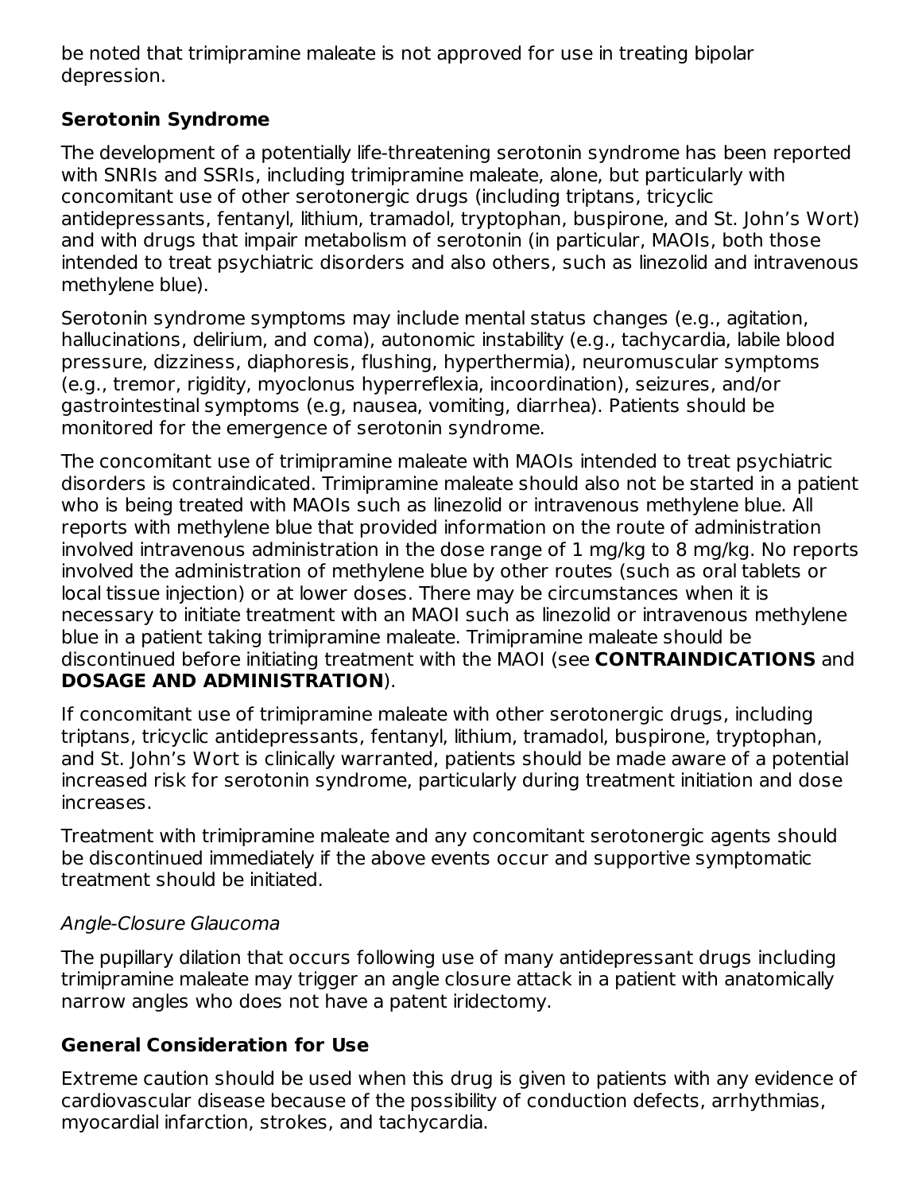be noted that trimipramine maleate is not approved for use in treating bipolar depression.

### Serotonin Syndrome

The development of a potentially life-threatening serotonin syndrome has been reported with SNRIs and SSRIs, including trimipramine maleate, alone, but particularly with concomitant use of other serotonergic drugs (including triptans, tricyclic antidepressants, fentanyl, lithium, tramadol, tryptophan, buspirone, and St. John's Wort) and with drugs that impair metabolism of serotonin (in particular, MAOIs, both those intended to treat psychiatric disorders and also others, such as linezolid and intravenous methylene blue).

Serotonin syndrome symptoms may include mental status changes (e.g., agitation, hallucinations, delirium, and coma), autonomic instability (e.g., tachycardia, labile blood pressure, dizziness, diaphoresis, flushing, hyperthermia), neuromuscular symptoms (e.g., tremor, rigidity, myoclonus hyperreflexia, incoordination), seizures, and/or gastrointestinal symptoms (e.g, nausea, vomiting, diarrhea). Patients should be monitored for the emergence of serotonin syndrome.

The concomitant use of trimipramine maleate with MAOIs intended to treat psychiatric disorders is contraindicated. Trimipramine maleate should also not be started in a patient who is being treated with MAOIs such as linezolid or intravenous methylene blue. All reports with methylene blue that provided information on the route of administration involved intravenous administration in the dose range of 1 mg/kg to 8 mg/kg. No reports involved the administration of methylene blue by other routes (such as oral tablets or local tissue injection) or at lower doses. There may be circumstances when it is necessary to initiate treatment with an MAOI such as linezolid or intravenous methylene blue in a patient taking trimipramine maleate. Trimipramine maleate should be discontinued before initiating treatment with the MAOI (see **CONTRAINDICATIONS** and **DOSAGE AND ADMINISTRATION**).

If concomitant use of trimipramine maleate with other serotonergic drugs, including triptans, tricyclic antidepressants, fentanyl, lithium, tramadol, buspirone, tryptophan, and St. John's Wort is clinically warranted, patients should be made aware of a potential increased risk for serotonin syndrome, particularly during treatment initiation and dose increases.

Treatment with trimipramine maleate and any concomitant serotonergic agents should be discontinued immediately if the above events occur and supportive symptomatic treatment should be initiated.

*Angle-Closure Glaucoma*

The pupillary dilation that occurs following use of many antidepressant drugs including trimipramine maleate may trigger an angle closure attack in a patient with anatomically narrow angles who does not have a patent iridectomy.

### General Consideration for Use

Extreme caution should be used when this drug is given to patients with any evidence of cardiovascular disease because of the possibility of conduction defects, arrhythmias, myocardial infarction, strokes, and tachycardia.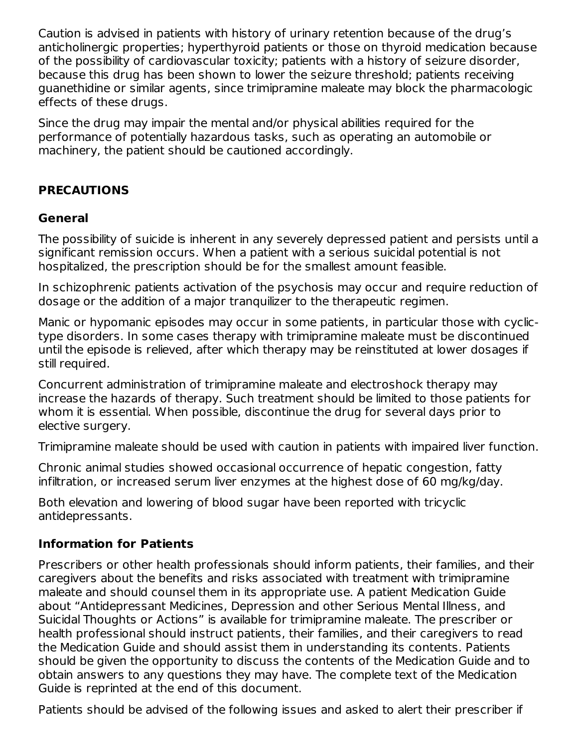Caution is advised in patients with history of urinary retention because of the drug's anticholinergic properties; hyperthyroid patients or those on thyroid medication because of the possibility of cardiovascular toxicity; patients with a history of seizure disorder, because this drug has been shown to lower the seizure threshold; patients receiving guanethidine or similar agents, since trimipramine maleate may block the pharmacologic effects of these drugs.

Since the drug may impair the mental and/or physical abilities required for the performance of potentially hazardous tasks, such as operating an automobile or machinery, the patient should be cautioned accordingly.

## PRECAUTIONS

### General

The possibility of suicide is inherent in any severely depressed patient and persists until a significant remission occurs. When a patient with a serious suicidal potential is not hospitalized, the prescription should be for the smallest amount feasible.

In schizophrenic patients activation of the psychosis may occur and require reduction of dosage or the addition of a major tranquilizer to the therapeutic regimen.

Manic or hypomanic episodes may occur in some patients, in particular those with cyclic-type disorders. In some cases therapy with trimipramine maleate must be discontinued until the episode is relieved, after which therapy may be reinstituted at lower dosages if still required.

Concurrent administration of trimipramine maleate and electroshock therapy may increase the hazards of therapy. Such treatment should be limited to those patients for whom it is essential. When possible, discontinue the drug for several days prior to elective surgery.

Trimipramine maleate should be used with caution in patients with impaired liver function.

Chronic animal studies showed occasional occurrence of hepatic congestion, fatty infiltration, or increased serum liver enzymes at the highest dose of 60 mg/kg/day.

Both elevation and lowering of blood sugar have been reported with tricyclic antidepressants.

### Information for Patients

Prescribers or other health professionals should inform patients, their families, and their caregivers about the benefits and risks associated with treatment with trimipramine maleate and should counsel them in its appropriate use. A patient Medication Guide about "Antidepressant Medicines, Depression and other Serious Mental Illness, and Suicidal Thoughts or Actions" is available for trimipramine maleate. The prescriber or health professional should instruct patients, their families, and their caregivers to read the Medication Guide and should assist them in understanding its contents. Patients should be given the opportunity to discuss the contents of the Medication Guide and to obtain answers to any questions they may have. The complete text of the Medication Guide is reprinted at the end of this document.

Patients should be advised of the following issues and asked to alert their prescriber if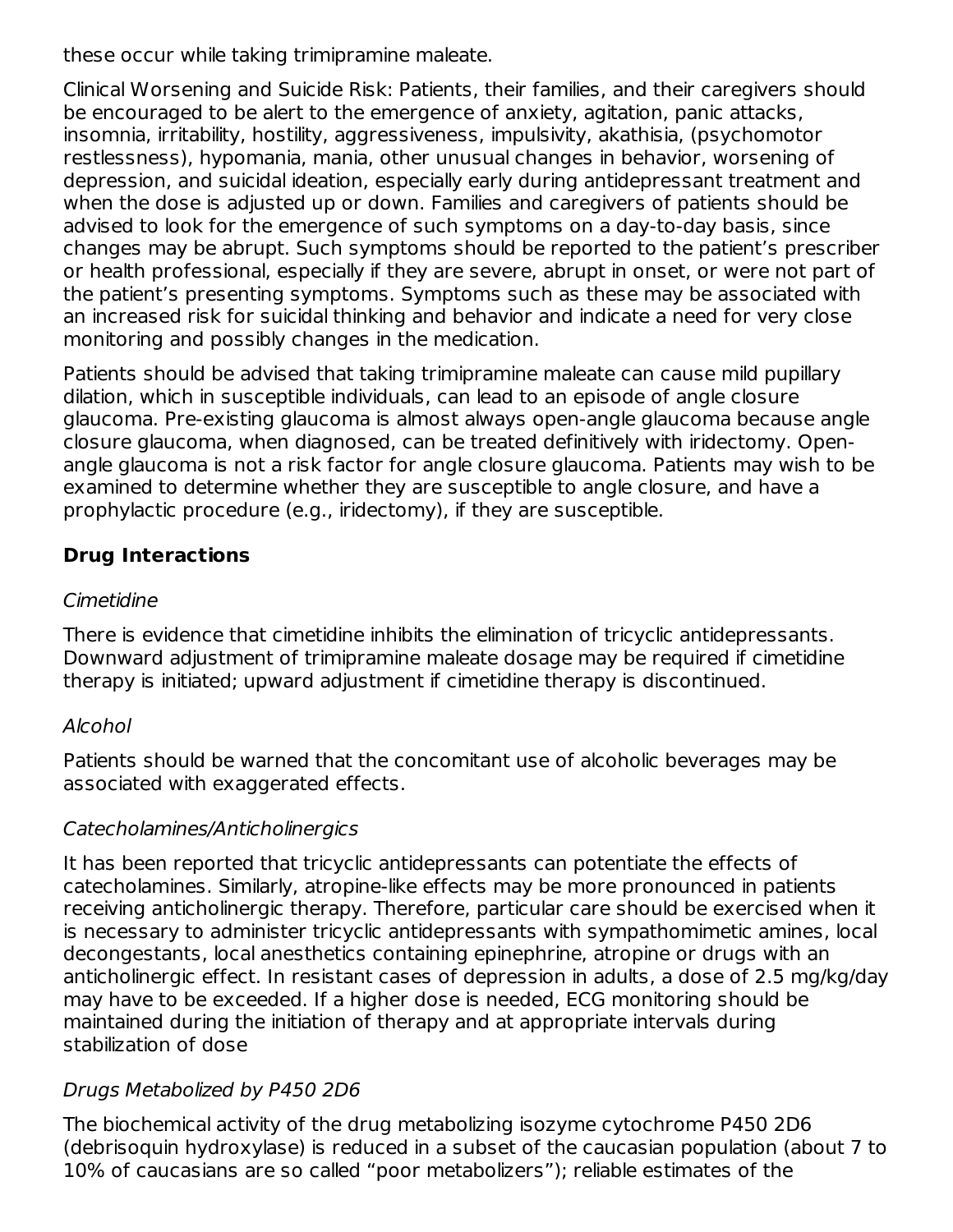these occur while taking trimipramine maleate.

Clinical Worsening and Suicide Risk: Patients, their families, and their caregivers should be encouraged to be alert to the emergence of anxiety, agitation, panic attacks, insomnia, irritability, hostility, aggressiveness, impulsivity, akathisia, (psychomotor restlessness), hypomania, mania, other unusual changes in behavior, worsening of depression, and suicidal ideation, especially early during antidepressant treatment and when the dose is adjusted up or down. Families and caregivers of patients should be advised to look for the emergence of such symptoms on a day-to-day basis, since changes may be abrupt. Such symptoms should be reported to the patient's prescriber or health professional, especially if they are severe, abrupt in onset, or were not part of the patient's presenting symptoms. Symptoms such as these may be associated with an increased risk for suicidal thinking and behavior and indicate a need for very close monitoring and possibly changes in the medication.

Patients should be advised that taking trimipramine maleate can cause mild pupillary dilation, which in susceptible individuals, can lead to an episode of angle closure glaucoma. Pre-existing glaucoma is almost always open-angle glaucoma because angle closure glaucoma, when diagnosed, can be treated definitively with iridectomy. Open-angle glaucoma is not a risk factor for angle closure glaucoma. Patients may wish to be examined to determine whether they are susceptible to angle closure, and have a prophylactic procedure (e.g., iridectomy), if they are susceptible.

### Drug Interactions

*Cimetidine*

There is evidence that cimetidine inhibits the elimination of tricyclic antidepressants. Downward adjustment of trimipramine maleate dosage may be required if cimetidine therapy is initiated; upward adjustment if cimetidine therapy is discontinued.

*Alcohol*

Patients should be warned that the concomitant use of alcoholic beverages may be associated with exaggerated effects.

*Catecholamines/Anticholinergics*

It has been reported that tricyclic antidepressants can potentiate the effects of catecholamines. Similarly, atropine-like effects may be more pronounced in patients receiving anticholinergic therapy. Therefore, particular care should be exercised when it is necessary to administer tricyclic antidepressants with sympathomimetic amines, local decongestants, local anesthetics containing epinephrine, atropine or drugs with an anticholinergic effect. In resistant cases of depression in adults, a dose of 2.5 mg/kg/day may have to be exceeded. If a higher dose is needed, ECG monitoring should be maintained during the initiation of therapy and at appropriate intervals during stabilization of dose

*Drugs Metabolized by P450 2D6*

The biochemical activity of the drug metabolizing isozyme cytochrome P450 2D6 (debrisoquin hydroxylase) is reduced in a subset of the caucasian population (about 7 to 10% of caucasians are so called "poor metabolizers"); reliable estimates of the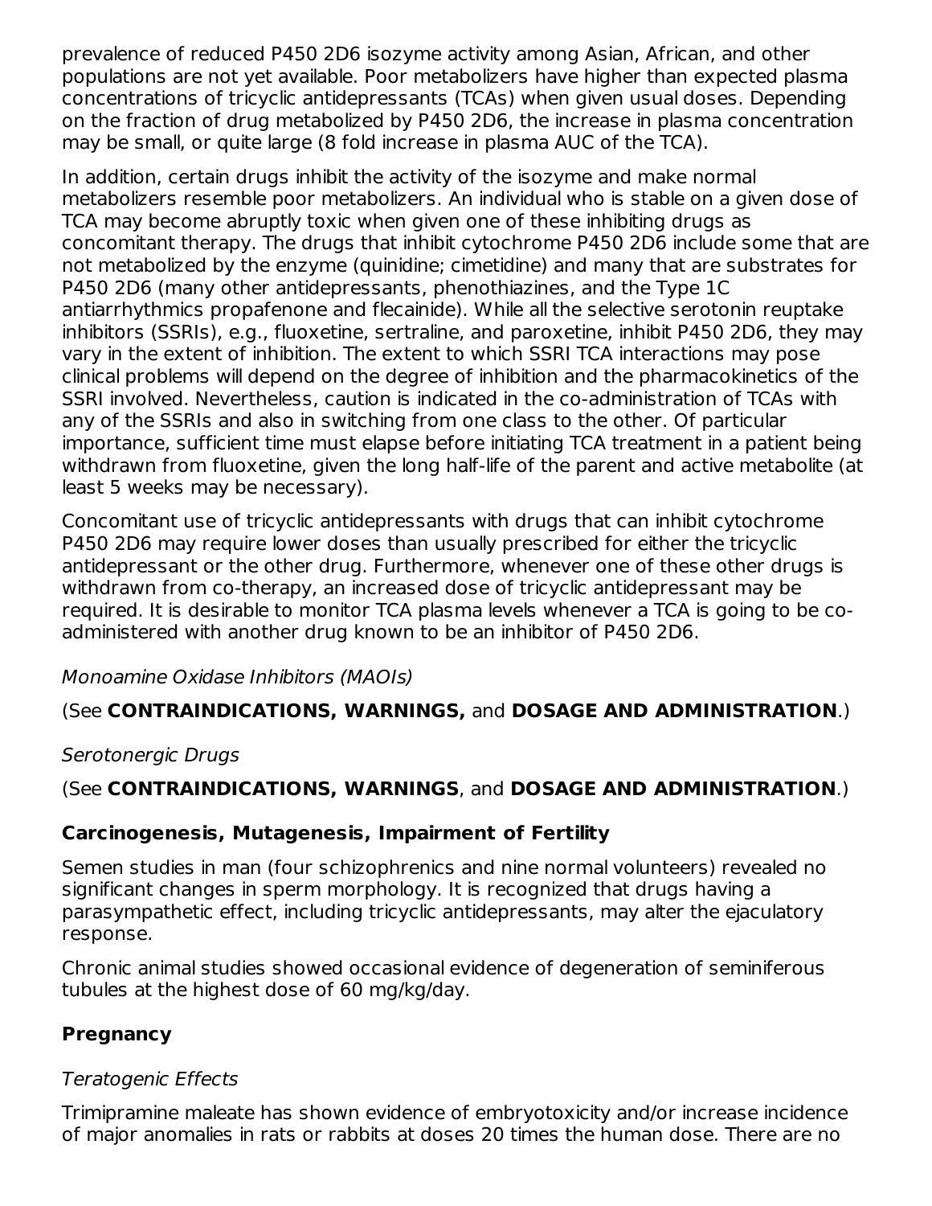prevalence of reduced P450 2D6 isozyme activity among Asian, African, and other populations are not yet available. Poor metabolizers have higher than expected plasma concentrations of tricyclic antidepressants (TCAs) when given usual doses. Depending on the fraction of drug metabolized by P450 2D6, the increase in plasma concentration may be small, or quite large (8 fold increase in plasma AUC of the TCA).

In addition, certain drugs inhibit the activity of the isozyme and make normal metabolizers resemble poor metabolizers. An individual who is stable on a given dose of TCA may become abruptly toxic when given one of these inhibiting drugs as concomitant therapy. The drugs that inhibit cytochrome P450 2D6 include some that are not metabolized by the enzyme (quinidine; cimetidine) and many that are substrates for P450 2D6 (many other antidepressants, phenothiazines, and the Type 1C antiarrhythmics propafenone and flecainide). While all the selective serotonin reuptake inhibitors (SSRIs), e.g., fluoxetine, sertraline, and paroxetine, inhibit P450 2D6, they may vary in the extent of inhibition. The extent to which SSRI TCA interactions may pose clinical problems will depend on the degree of inhibition and the pharmacokinetics of the SSRI involved. Nevertheless, caution is indicated in the co-administration of TCAs with any of the SSRIs and also in switching from one class to the other. Of particular importance, sufficient time must elapse before initiating TCA treatment in a patient being withdrawn from fluoxetine, given the long half-life of the parent and active metabolite (at least 5 weeks may be necessary).

Concomitant use of tricyclic antidepressants with drugs that can inhibit cytochrome P450 2D6 may require lower doses than usually prescribed for either the tricyclic antidepressant or the other drug. Furthermore, whenever one of these other drugs is withdrawn from co-therapy, an increased dose of tricyclic antidepressant may be required. It is desirable to monitor TCA plasma levels whenever a TCA is going to be co-administered with another drug known to be an inhibitor of P450 2D6.

*Monoamine Oxidase Inhibitors (MAOIs)*

(See **CONTRAINDICATIONS, WARNINGS,** and **DOSAGE AND ADMINISTRATION**.)

*Serotonergic Drugs*

(See **CONTRAINDICATIONS, WARNINGS**, and **DOSAGE AND ADMINISTRATION**.)

### Carcinogenesis, Mutagenesis, Impairment of Fertility

Semen studies in man (four schizophrenics and nine normal volunteers) revealed no significant changes in sperm morphology. It is recognized that drugs having a parasympathetic effect, including tricyclic antidepressants, may alter the ejaculatory response.

Chronic animal studies showed occasional evidence of degeneration of seminiferous tubules at the highest dose of 60 mg/kg/day.

### Pregnancy

*Teratogenic Effects*

Trimipramine maleate has shown evidence of embryotoxicity and/or increase incidence of major anomalies in rats or rabbits at doses 20 times the human dose. There are no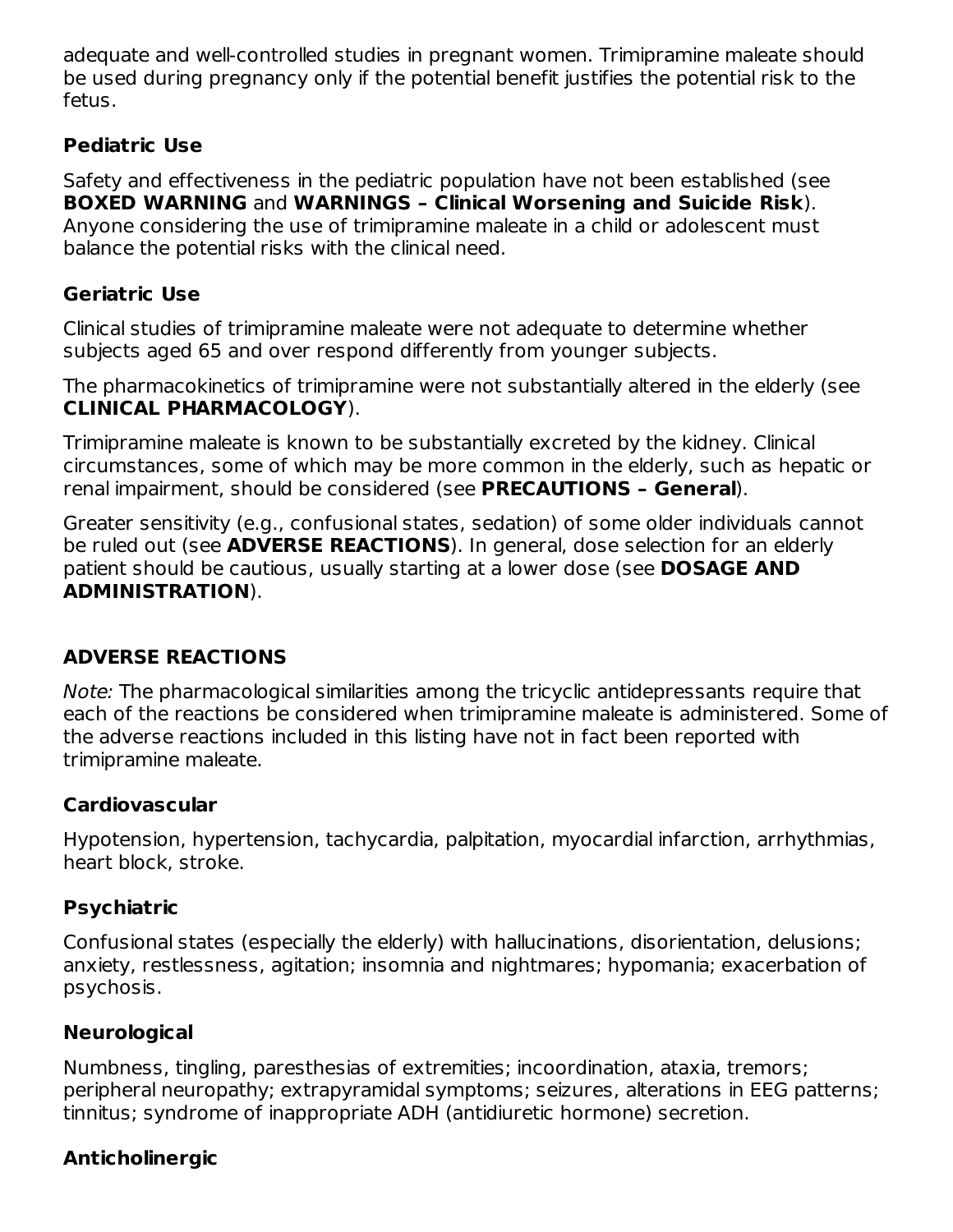adequate and well-controlled studies in pregnant women. Trimipramine maleate should be used during pregnancy only if the potential benefit justifies the potential risk to the fetus.

### Pediatric Use

Safety and effectiveness in the pediatric population have not been established (see **BOXED WARNING** and **WARNINGS – Clinical Worsening and Suicide Risk**). Anyone considering the use of trimipramine maleate in a child or adolescent must balance the potential risks with the clinical need.

### Geriatric Use

Clinical studies of trimipramine maleate were not adequate to determine whether subjects aged 65 and over respond differently from younger subjects.

The pharmacokinetics of trimipramine were not substantially altered in the elderly (see **CLINICAL PHARMACOLOGY**).

Trimipramine maleate is known to be substantially excreted by the kidney. Clinical circumstances, some of which may be more common in the elderly, such as hepatic or renal impairment, should be considered (see **PRECAUTIONS – General**).

Greater sensitivity (e.g., confusional states, sedation) of some older individuals cannot be ruled out (see **ADVERSE REACTIONS**). In general, dose selection for an elderly patient should be cautious, usually starting at a lower dose (see **DOSAGE AND ADMINISTRATION**).

## ADVERSE REACTIONS

*Note:* The pharmacological similarities among the tricyclic antidepressants require that each of the reactions be considered when trimipramine maleate is administered. Some of the adverse reactions included in this listing have not in fact been reported with trimipramine maleate.

### Cardiovascular

Hypotension, hypertension, tachycardia, palpitation, myocardial infarction, arrhythmias, heart block, stroke.

### Psychiatric

Confusional states (especially the elderly) with hallucinations, disorientation, delusions; anxiety, restlessness, agitation; insomnia and nightmares; hypomania; exacerbation of psychosis.

### Neurological

Numbness, tingling, paresthesias of extremities; incoordination, ataxia, tremors; peripheral neuropathy; extrapyramidal symptoms; seizures, alterations in EEG patterns; tinnitus; syndrome of inappropriate ADH (antidiuretic hormone) secretion.

### Anticholinergic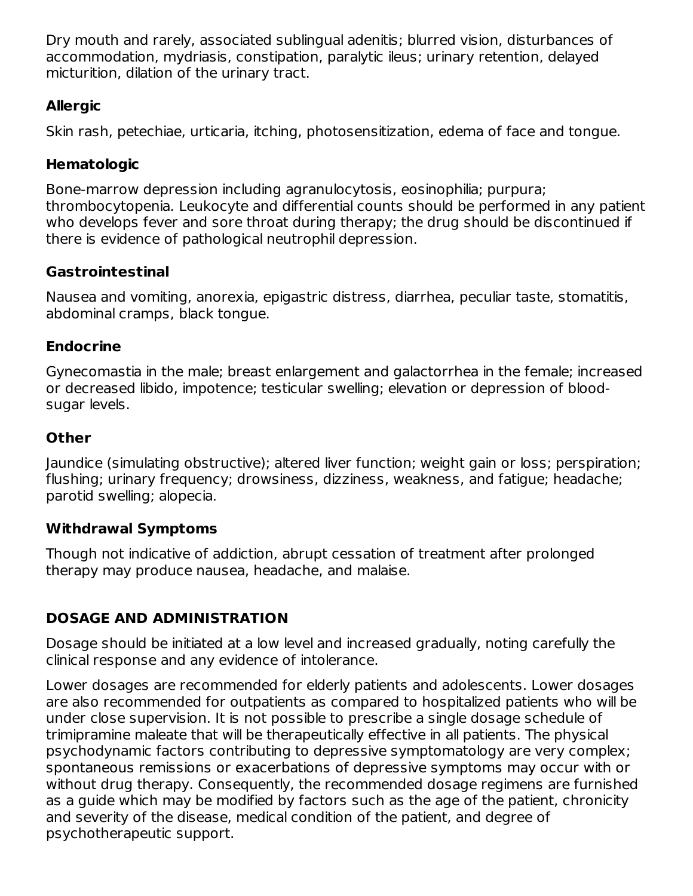Dry mouth and rarely, associated sublingual adenitis; blurred vision, disturbances of accommodation, mydriasis, constipation, paralytic ileus; urinary retention, delayed micturition, dilation of the urinary tract.

### Allergic

Skin rash, petechiae, urticaria, itching, photosensitization, edema of face and tongue.

### Hematologic

Bone-marrow depression including agranulocytosis, eosinophilia; purpura; thrombocytopenia. Leukocyte and differential counts should be performed in any patient who develops fever and sore throat during therapy; the drug should be discontinued if there is evidence of pathological neutrophil depression.

### Gastrointestinal

Nausea and vomiting, anorexia, epigastric distress, diarrhea, peculiar taste, stomatitis, abdominal cramps, black tongue.

### Endocrine

Gynecomastia in the male; breast enlargement and galactorrhea in the female; increased or decreased libido, impotence; testicular swelling; elevation or depression of blood-sugar levels.

### Other

Jaundice (simulating obstructive); altered liver function; weight gain or loss; perspiration; flushing; urinary frequency; drowsiness, dizziness, weakness, and fatigue; headache; parotid swelling; alopecia.

### Withdrawal Symptoms

Though not indicative of addiction, abrupt cessation of treatment after prolonged therapy may produce nausea, headache, and malaise.

## DOSAGE AND ADMINISTRATION

Dosage should be initiated at a low level and increased gradually, noting carefully the clinical response and any evidence of intolerance.

Lower dosages are recommended for elderly patients and adolescents. Lower dosages are also recommended for outpatients as compared to hospitalized patients who will be under close supervision. It is not possible to prescribe a single dosage schedule of trimipramine maleate that will be therapeutically effective in all patients. The physical psychodynamic factors contributing to depressive symptomatology are very complex; spontaneous remissions or exacerbations of depressive symptoms may occur with or without drug therapy. Consequently, the recommended dosage regimens are furnished as a guide which may be modified by factors such as the age of the patient, chronicity and severity of the disease, medical condition of the patient, and degree of psychotherapeutic support.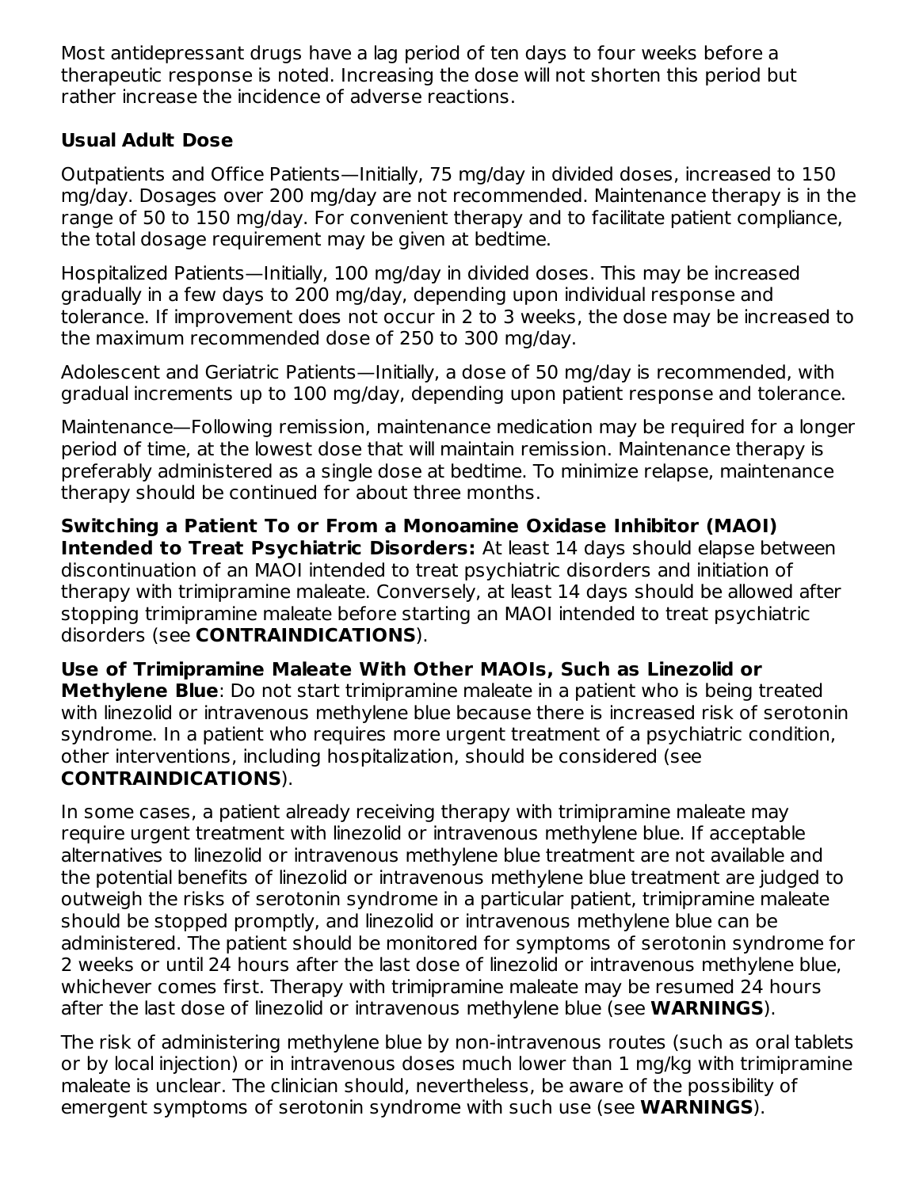Most antidepressant drugs have a lag period of ten days to four weeks before a therapeutic response is noted. Increasing the dose will not shorten this period but rather increase the incidence of adverse reactions.

### Usual Adult Dose

Outpatients and Office Patients—Initially, 75 mg/day in divided doses, increased to 150 mg/day. Dosages over 200 mg/day are not recommended. Maintenance therapy is in the range of 50 to 150 mg/day. For convenient therapy and to facilitate patient compliance, the total dosage requirement may be given at bedtime.

Hospitalized Patients—Initially, 100 mg/day in divided doses. This may be increased gradually in a few days to 200 mg/day, depending upon individual response and tolerance. If improvement does not occur in 2 to 3 weeks, the dose may be increased to the maximum recommended dose of 250 to 300 mg/day.

Adolescent and Geriatric Patients—Initially, a dose of 50 mg/day is recommended, with gradual increments up to 100 mg/day, depending upon patient response and tolerance.

Maintenance—Following remission, maintenance medication may be required for a longer period of time, at the lowest dose that will maintain remission. Maintenance therapy is preferably administered as a single dose at bedtime. To minimize relapse, maintenance therapy should be continued for about three months.

**Switching a Patient To or From a Monoamine Oxidase Inhibitor (MAOI) Intended to Treat Psychiatric Disorders:** At least 14 days should elapse between discontinuation of an MAOI intended to treat psychiatric disorders and initiation of therapy with trimipramine maleate. Conversely, at least 14 days should be allowed after stopping trimipramine maleate before starting an MAOI intended to treat psychiatric disorders (see **CONTRAINDICATIONS**).

**Use of Trimipramine Maleate With Other MAOIs, Such as Linezolid or Methylene Blue**: Do not start trimipramine maleate in a patient who is being treated with linezolid or intravenous methylene blue because there is increased risk of serotonin syndrome. In a patient who requires more urgent treatment of a psychiatric condition, other interventions, including hospitalization, should be considered (see **CONTRAINDICATIONS**).

In some cases, a patient already receiving therapy with trimipramine maleate may require urgent treatment with linezolid or intravenous methylene blue. If acceptable alternatives to linezolid or intravenous methylene blue treatment are not available and the potential benefits of linezolid or intravenous methylene blue treatment are judged to outweigh the risks of serotonin syndrome in a particular patient, trimipramine maleate should be stopped promptly, and linezolid or intravenous methylene blue can be administered. The patient should be monitored for symptoms of serotonin syndrome for 2 weeks or until 24 hours after the last dose of linezolid or intravenous methylene blue, whichever comes first. Therapy with trimipramine maleate may be resumed 24 hours after the last dose of linezolid or intravenous methylene blue (see **WARNINGS**).

The risk of administering methylene blue by non-intravenous routes (such as oral tablets or by local injection) or in intravenous doses much lower than 1 mg/kg with trimipramine maleate is unclear. The clinician should, nevertheless, be aware of the possibility of emergent symptoms of serotonin syndrome with such use (see **WARNINGS**).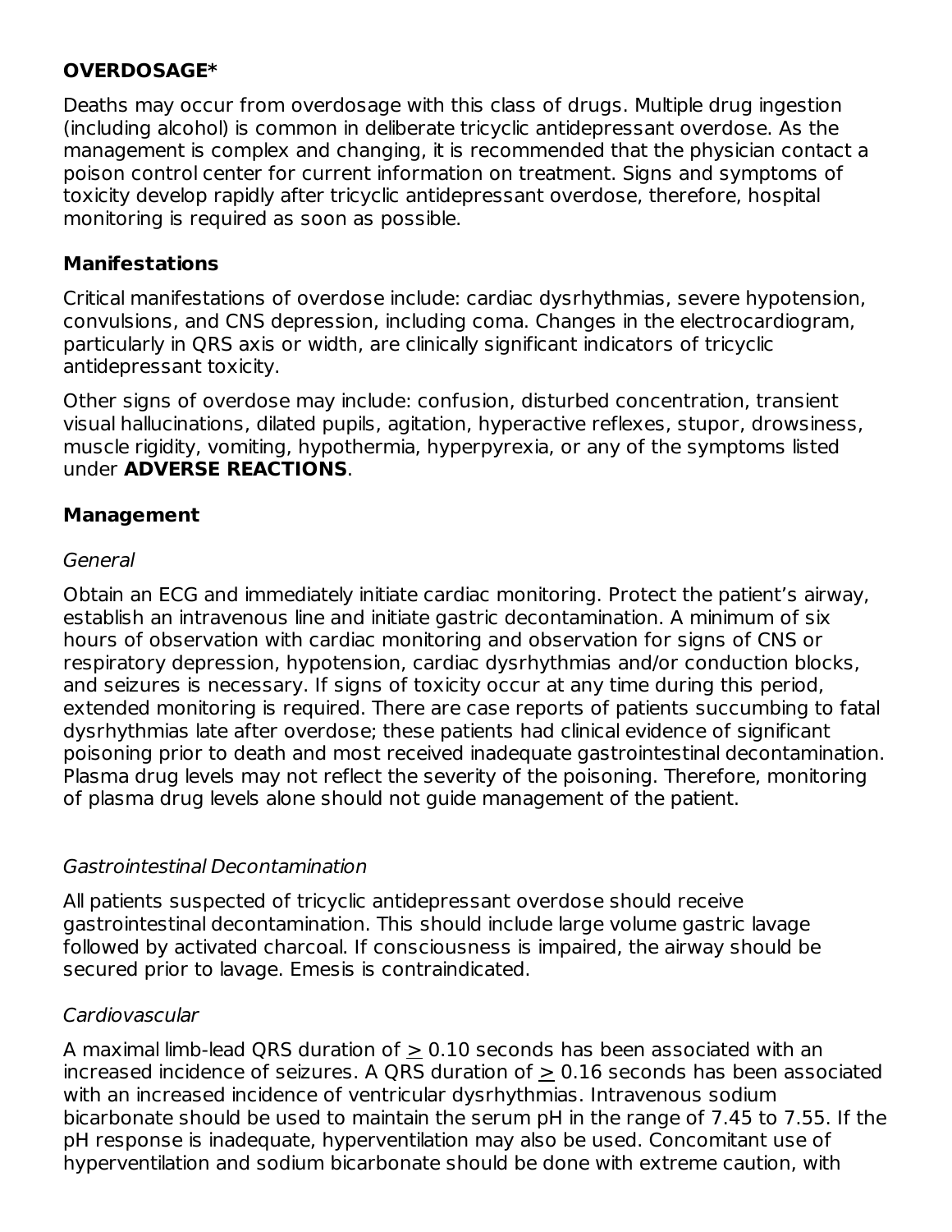## OVERDOSAGE*

Deaths may occur from overdosage with this class of drugs. Multiple drug ingestion (including alcohol) is common in deliberate tricyclic antidepressant overdose. As the management is complex and changing, it is recommended that the physician contact a poison control center for current information on treatment. Signs and symptoms of toxicity develop rapidly after tricyclic antidepressant overdose, therefore, hospital monitoring is required as soon as possible.

### Manifestations

Critical manifestations of overdose include: cardiac dysrhythmias, severe hypotension, convulsions, and CNS depression, including coma. Changes in the electrocardiogram, particularly in QRS axis or width, are clinically significant indicators of tricyclic antidepressant toxicity.

Other signs of overdose may include: confusion, disturbed concentration, transient visual hallucinations, dilated pupils, agitation, hyperactive reflexes, stupor, drowsiness, muscle rigidity, vomiting, hypothermia, hyperpyrexia, or any of the symptoms listed under **ADVERSE REACTIONS**.

### Management

*General*

Obtain an ECG and immediately initiate cardiac monitoring. Protect the patient's airway, establish an intravenous line and initiate gastric decontamination. A minimum of six hours of observation with cardiac monitoring and observation for signs of CNS or respiratory depression, hypotension, cardiac dysrhythmias and/or conduction blocks, and seizures is necessary. If signs of toxicity occur at any time during this period, extended monitoring is required. There are case reports of patients succumbing to fatal dysrhythmias late after overdose; these patients had clinical evidence of significant poisoning prior to death and most received inadequate gastrointestinal decontamination. Plasma drug levels may not reflect the severity of the poisoning. Therefore, monitoring of plasma drug levels alone should not guide management of the patient.

*Gastrointestinal Decontamination*

All patients suspected of tricyclic antidepressant overdose should receive gastrointestinal decontamination. This should include large volume gastric lavage followed by activated charcoal. If consciousness is impaired, the airway should be secured prior to lavage. Emesis is contraindicated.

*Cardiovascular*

A maximal limb-lead QRS duration of ≥ 0.10 seconds has been associated with an increased incidence of seizures. A QRS duration of ≥ 0.16 seconds has been associated with an increased incidence of ventricular dysrhythmias. Intravenous sodium bicarbonate should be used to maintain the serum pH in the range of 7.45 to 7.55. If the pH response is inadequate, hyperventilation may also be used. Concomitant use of hyperventilation and sodium bicarbonate should be done with extreme caution, with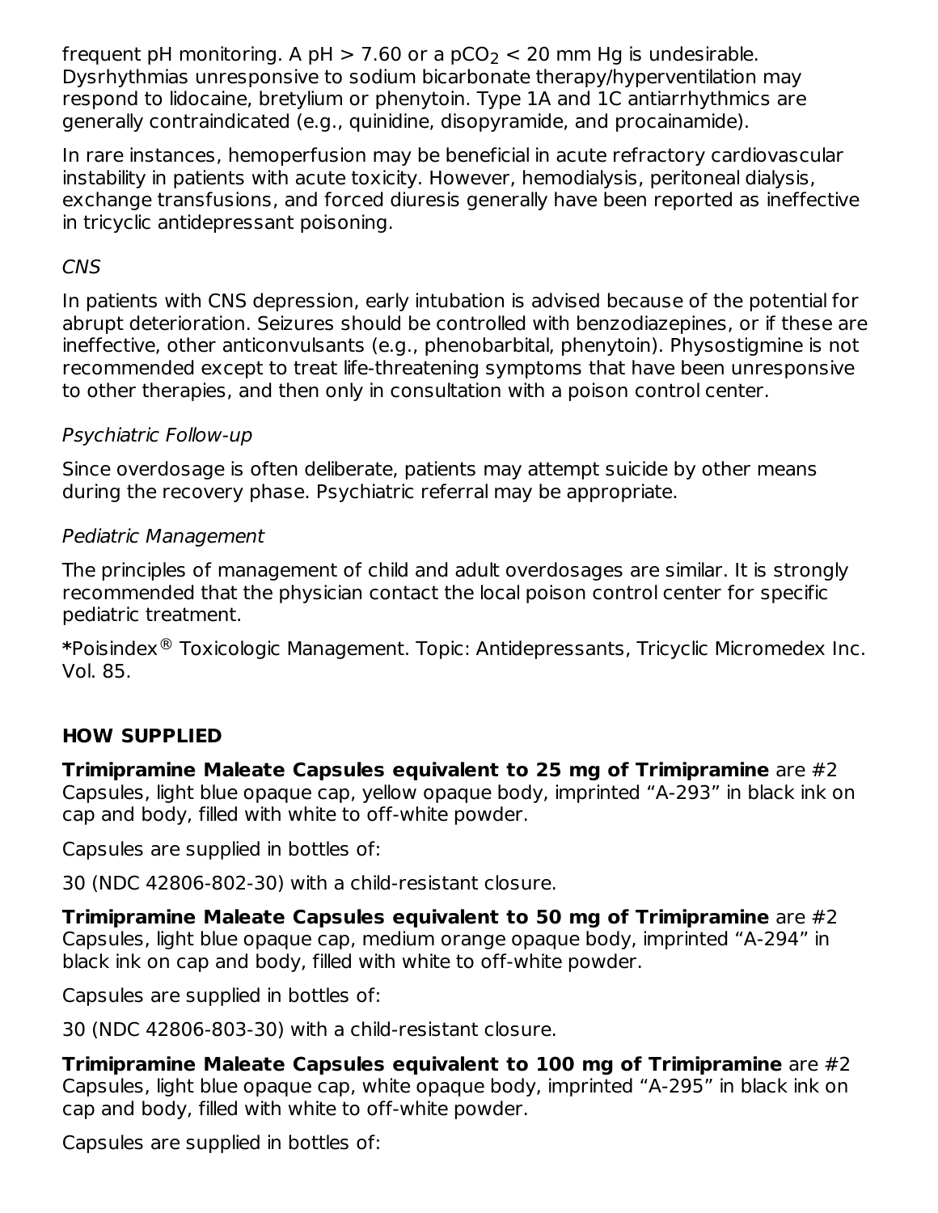frequent pH monitoring. A pH > 7.60 or a $pCO_2$ < 20 mm Hg is undesirable. Dysrhythmias unresponsive to sodium bicarbonate therapy/hyperventilation may respond to lidocaine, bretylium or phenytoin. Type 1A and 1C antiarrhythmics are generally contraindicated (e.g., quinidine, disopyramide, and procainamide).

In rare instances, hemoperfusion may be beneficial in acute refractory cardiovascular instability in patients with acute toxicity. However, hemodialysis, peritoneal dialysis, exchange transfusions, and forced diuresis generally have been reported as ineffective in tricyclic antidepressant poisoning.

*CNS*

In patients with CNS depression, early intubation is advised because of the potential for abrupt deterioration. Seizures should be controlled with benzodiazepines, or if these are ineffective, other anticonvulsants (e.g., phenobarbital, phenytoin). Physostigmine is not recommended except to treat life-threatening symptoms that have been unresponsive to other therapies, and then only in consultation with a poison control center.

*Psychiatric Follow-up*

Since overdosage is often deliberate, patients may attempt suicide by other means during the recovery phase. Psychiatric referral may be appropriate.

*Pediatric Management*

The principles of management of child and adult overdosages are similar. It is strongly recommended that the physician contact the local poison control center for specific pediatric treatment.

**\***Poisindex® Toxicologic Management. Topic: Antidepressants, Tricyclic Micromedex Inc. Vol. 85.

## HOW SUPPLIED

**Trimipramine Maleate Capsules equivalent to 25 mg of Trimipramine** are #2 Capsules, light blue opaque cap, yellow opaque body, imprinted "A-293" in black ink on cap and body, filled with white to off-white powder.

Capsules are supplied in bottles of:

30 (NDC 42806-802-30) with a child-resistant closure.

**Trimipramine Maleate Capsules equivalent to 50 mg of Trimipramine** are #2 Capsules, light blue opaque cap, medium orange opaque body, imprinted "A-294" in black ink on cap and body, filled with white to off-white powder.

Capsules are supplied in bottles of:

30 (NDC 42806-803-30) with a child-resistant closure.

**Trimipramine Maleate Capsules equivalent to 100 mg of Trimipramine** are #2 Capsules, light blue opaque cap, white opaque body, imprinted "A-295" in black ink on cap and body, filled with white to off-white powder.

Capsules are supplied in bottles of: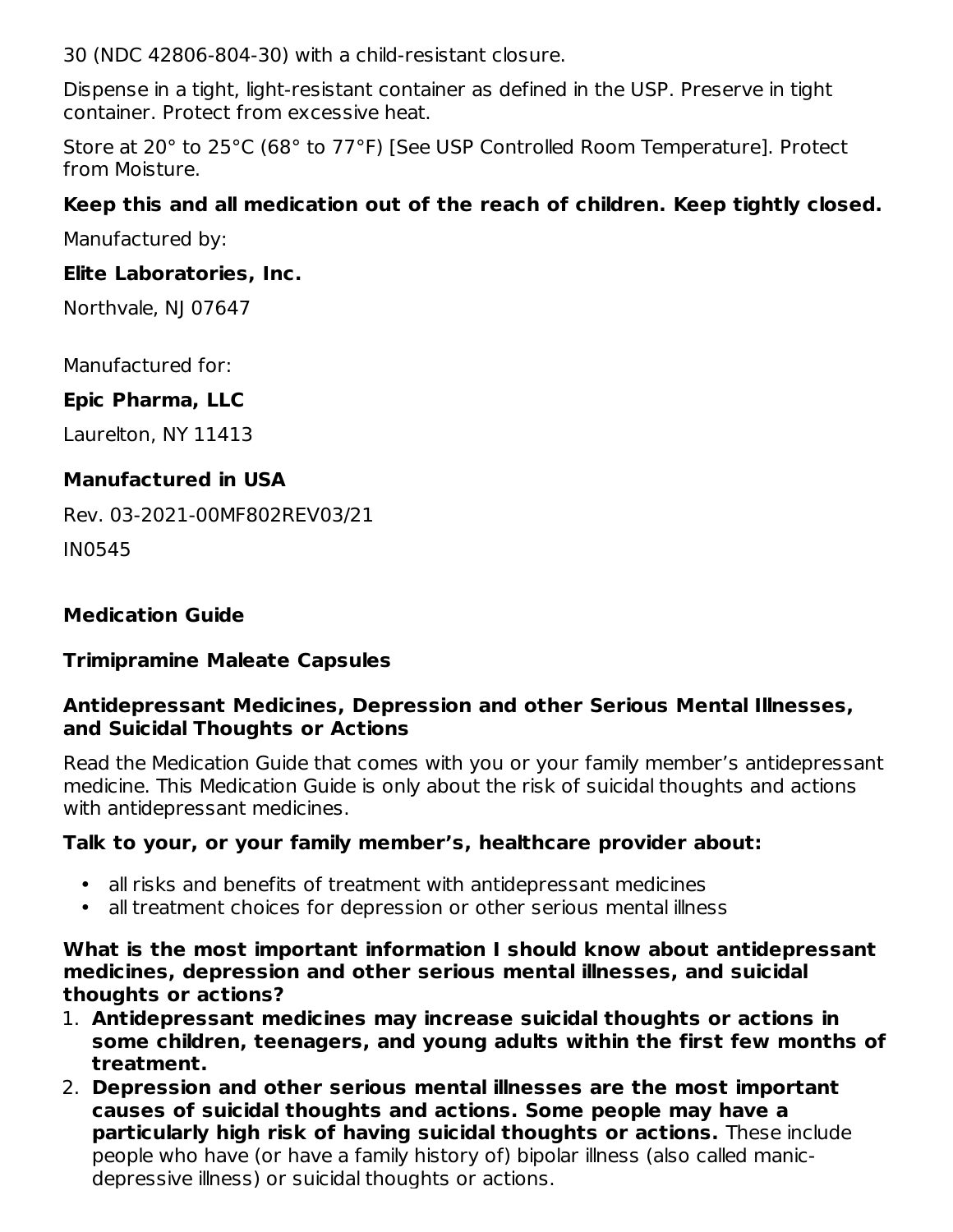30 (NDC 42806-804-30) with a child-resistant closure.

Dispense in a tight, light-resistant container as defined in the USP. Preserve in tight container. Protect from excessive heat.

Store at 20° to 25°C (68° to 77°F) [See USP Controlled Room Temperature]. Protect from Moisture.

**Keep this and all medication out of the reach of children. Keep tightly closed.**

Manufactured by:

**Elite Laboratories, Inc.**

Northvale, NJ 07647

Manufactured for:

**Epic Pharma, LLC**

Laurelton, NY 11413

**Manufactured in USA**

Rev. 03-2021-00MF802REV03/21

IN0545

## Medication Guide

## Trimipramine Maleate Capsules

### Antidepressant Medicines, Depression and other Serious Mental Illnesses, and Suicidal Thoughts or Actions

Read the Medication Guide that comes with you or your family member's antidepressant medicine. This Medication Guide is only about the risk of suicidal thoughts and actions with antidepressant medicines.

**Talk to your, or your family member's, healthcare provider about:**

- all risks and benefits of treatment with antidepressant medicines
- all treatment choices for depression or other serious mental illness

**What is the most important information I should know about antidepressant medicines, depression and other serious mental illnesses, and suicidal thoughts or actions?**

1. **Antidepressant medicines may increase suicidal thoughts or actions in some children, teenagers, and young adults within the first few months of treatment.**
2. **Depression and other serious mental illnesses are the most important causes of suicidal thoughts and actions. Some people may have a particularly high risk of having suicidal thoughts or actions.** These include people who have (or have a family history of) bipolar illness (also called manic-depressive illness) or suicidal thoughts or actions.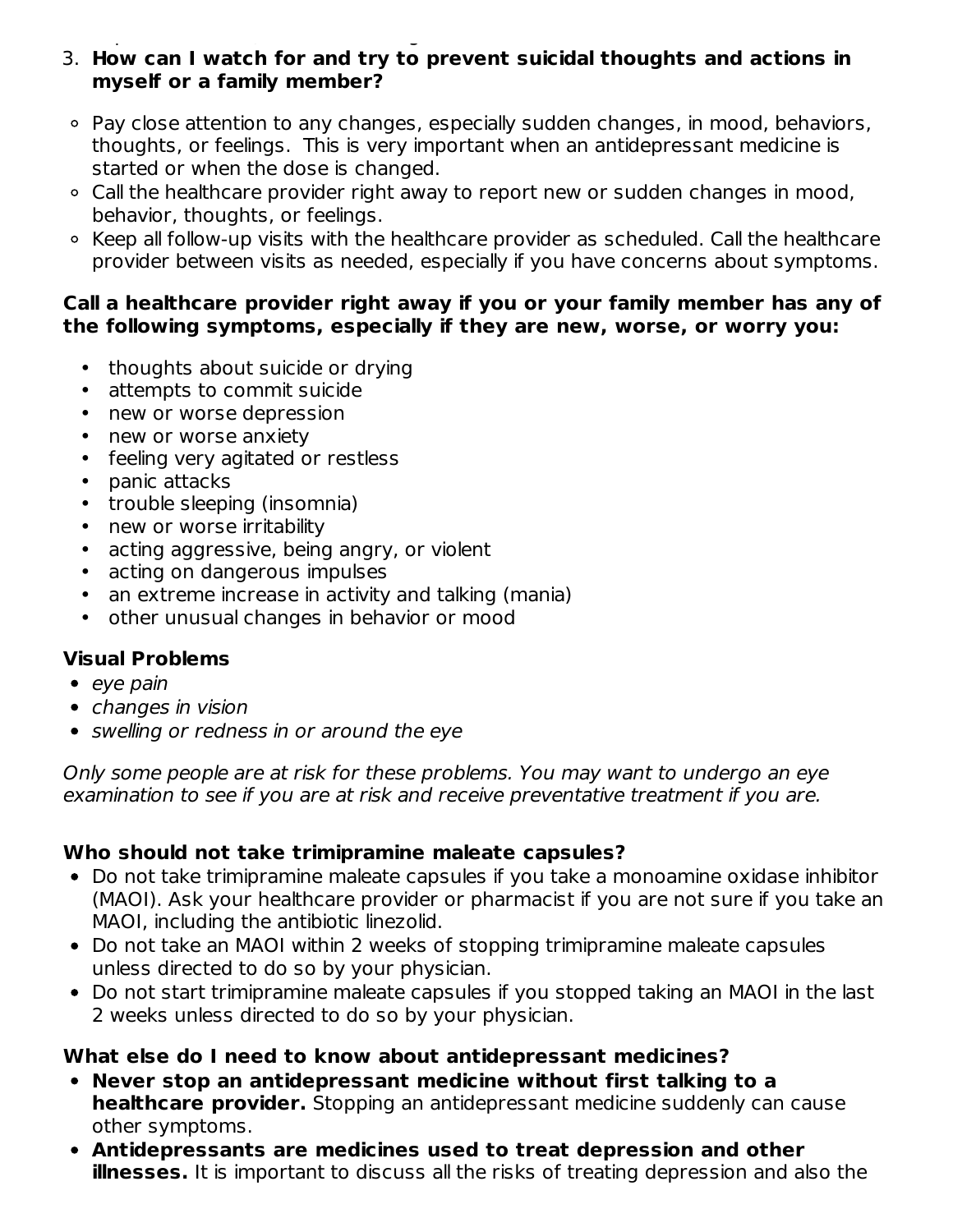3. **How can I watch for and try to prevent suicidal thoughts and actions in myself or a family member?**

- Pay close attention to any changes, especially sudden changes, in mood, behaviors, thoughts, or feelings. This is very important when an antidepressant medicine is started or when the dose is changed.
- Call the healthcare provider right away to report new or sudden changes in mood, behavior, thoughts, or feelings.
- Keep all follow-up visits with the healthcare provider as scheduled. Call the healthcare provider between visits as needed, especially if you have concerns about symptoms.

**Call a healthcare provider right away if you or your family member has any of the following symptoms, especially if they are new, worse, or worry you:**

- thoughts about suicide or drying
- attempts to commit suicide
- new or worse depression
- new or worse anxiety
- feeling very agitated or restless
- panic attacks
- trouble sleeping (insomnia)
- new or worse irritability
- acting aggressive, being angry, or violent
- acting on dangerous impulses
- an extreme increase in activity and talking (mania)
- other unusual changes in behavior or mood

**Visual Problems**

- *eye pain*
- *changes in vision*
- *swelling or redness in or around the eye*

*Only some people are at risk for these problems. You may want to undergo an eye examination to see if you are at risk and receive preventative treatment if you are.*

**Who should not take trimipramine maleate capsules?**

- Do not take trimipramine maleate capsules if you take a monoamine oxidase inhibitor (MAOI). Ask your healthcare provider or pharmacist if you are not sure if you take an MAOI, including the antibiotic linezolid.
- Do not take an MAOI within 2 weeks of stopping trimipramine maleate capsules unless directed to do so by your physician.
- Do not start trimipramine maleate capsules if you stopped taking an MAOI in the last 2 weeks unless directed to do so by your physician.

**What else do I need to know about antidepressant medicines?**

- **Never stop an antidepressant medicine without first talking to a healthcare provider.** Stopping an antidepressant medicine suddenly can cause other symptoms.
- **Antidepressants are medicines used to treat depression and other illnesses.** It is important to discuss all the risks of treating depression and also the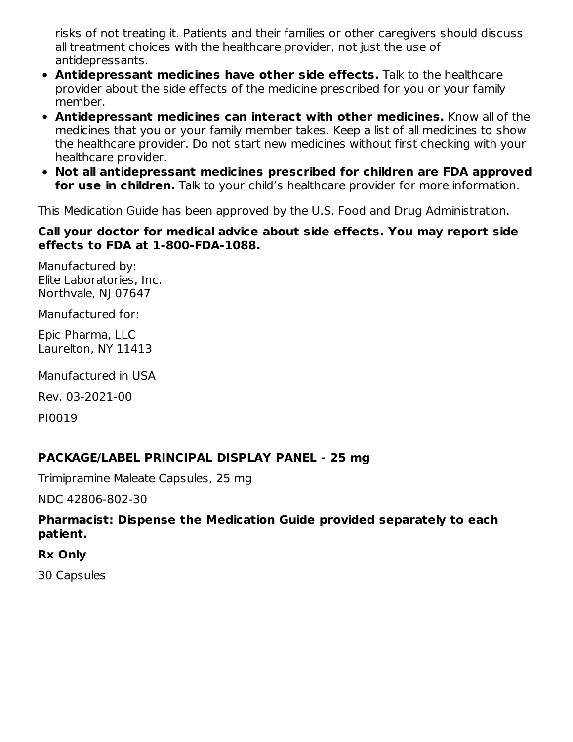risks of not treating it. Patients and their families or other caregivers should discuss all treatment choices with the healthcare provider, not just the use of antidepressants.

- **Antidepressant medicines have other side effects.** Talk to the healthcare provider about the side effects of the medicine prescribed for you or your family member.
- **Antidepressant medicines can interact with other medicines.** Know all of the medicines that you or your family member takes. Keep a list of all medicines to show the healthcare provider. Do not start new medicines without first checking with your healthcare provider.
- **Not all antidepressant medicines prescribed for children are FDA approved for use in children.** Talk to your child's healthcare provider for more information.

This Medication Guide has been approved by the U.S. Food and Drug Administration.

**Call your doctor for medical advice about side effects. You may report side effects to FDA at 1-800-FDA-1088.**

Manufactured by:
Elite Laboratories, Inc.
Northvale, NJ 07647

Manufactured for:

Epic Pharma, LLC
Laurelton, NY 11413

Manufactured in USA

Rev. 03-2021-00

PI0019

## PACKAGE/LABEL PRINCIPAL DISPLAY PANEL - 25 mg

Trimipramine Maleate Capsules, 25 mg

NDC 42806-802-30

**Pharmacist: Dispense the Medication Guide provided separately to each patient.**

**Rx Only**

30 Capsules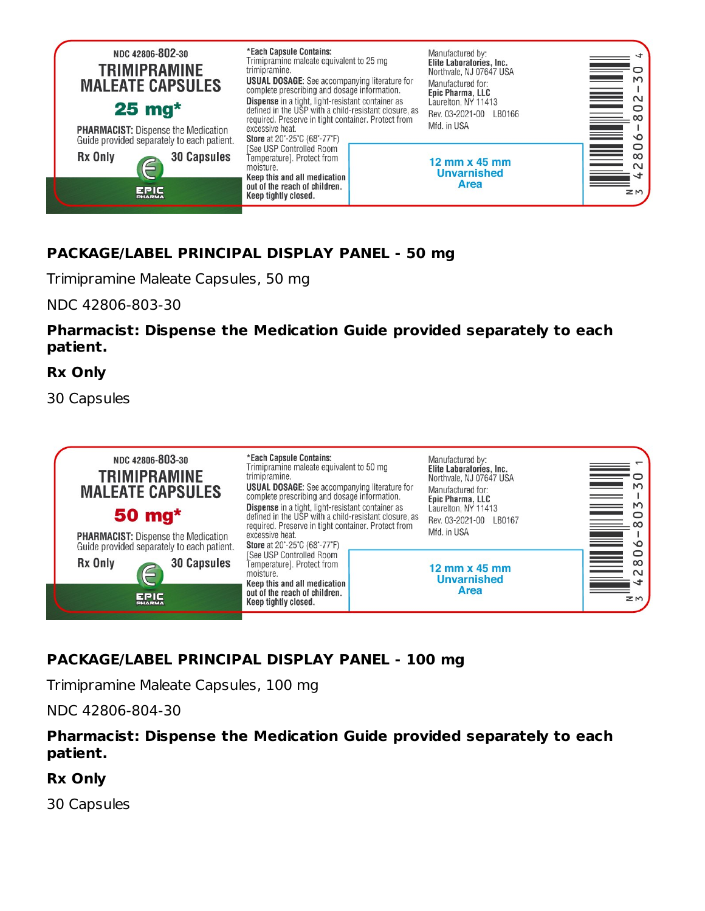NDC 42806-802-30

TRIMIPRAMINE MALEATE CAPSULES

**25 mg***

**PHARMACIST:** Dispense the Medication Guide provided separately to each patient.

**Rx Only** **30 Capsules**

EPIC PHARMA

***Each Capsule Contains:** Trimipramine maleate equivalent to 25 mg trimipramine.

**USUAL DOSAGE:** See accompanying literature for complete prescribing and dosage information.

**Dispense** in a tight, light-resistant container as defined in the USP with a child-resistant closure, as required. Preserve in tight container. Protect from excessive heat.

**Store** at 20°-25°C (68°-77°F) [See USP Controlled Room Temperature]. Protect from moisture.

**Keep this and all medication out of the reach of children.**

**Keep tightly closed.**

Manufactured by:
**Elite Laboratories, Inc.**
Northvale, NJ 07647 USA

Manufactured for:
**Epic Pharma, LLC**
Laurelton, NY 11413

Rev. 03-2021-00 LB0166

Mfd. in USA

12 mm x 45 mm Unvarnished Area

N 3 42806-802-30 4

**PACKAGE/LABEL PRINCIPAL DISPLAY PANEL - 50 mg**

Trimipramine Maleate Capsules, 50 mg

NDC 42806-803-30

**Pharmacist: Dispense the Medication Guide provided separately to each patient.**

**Rx Only**

30 Capsules

NDC 42806-803-30

TRIMIPRAMINE MALEATE CAPSULES

**50 mg***

**PHARMACIST:** Dispense the Medication Guide provided separately to each patient.

**Rx Only** **30 Capsules**

EPIC PHARMA

***Each Capsule Contains:** Trimipramine maleate equivalent to 50 mg trimipramine.

**USUAL DOSAGE:** See accompanying literature for complete prescribing and dosage information.

**Dispense** in a tight, light-resistant container as defined in the USP with a child-resistant closure, as required. Preserve in tight container. Protect from excessive heat.

**Store** at 20°-25°C (68°-77°F) [See USP Controlled Room Temperature]. Protect from moisture.

**Keep this and all medication out of the reach of children.**

**Keep tightly closed.**

Manufactured by:
**Elite Laboratories, Inc.**
Northvale, NJ 07647 USA

Manufactured for:
**Epic Pharma, LLC**
Laurelton, NY 11413

Rev. 03-2021-00 LB0167

Mfd. in USA

12 mm x 45 mm Unvarnished Area

N 3 42806-803-30 1

**PACKAGE/LABEL PRINCIPAL DISPLAY PANEL - 100 mg**

Trimipramine Maleate Capsules, 100 mg

NDC 42806-804-30

**Pharmacist: Dispense the Medication Guide provided separately to each patient.**

**Rx Only**

30 Capsules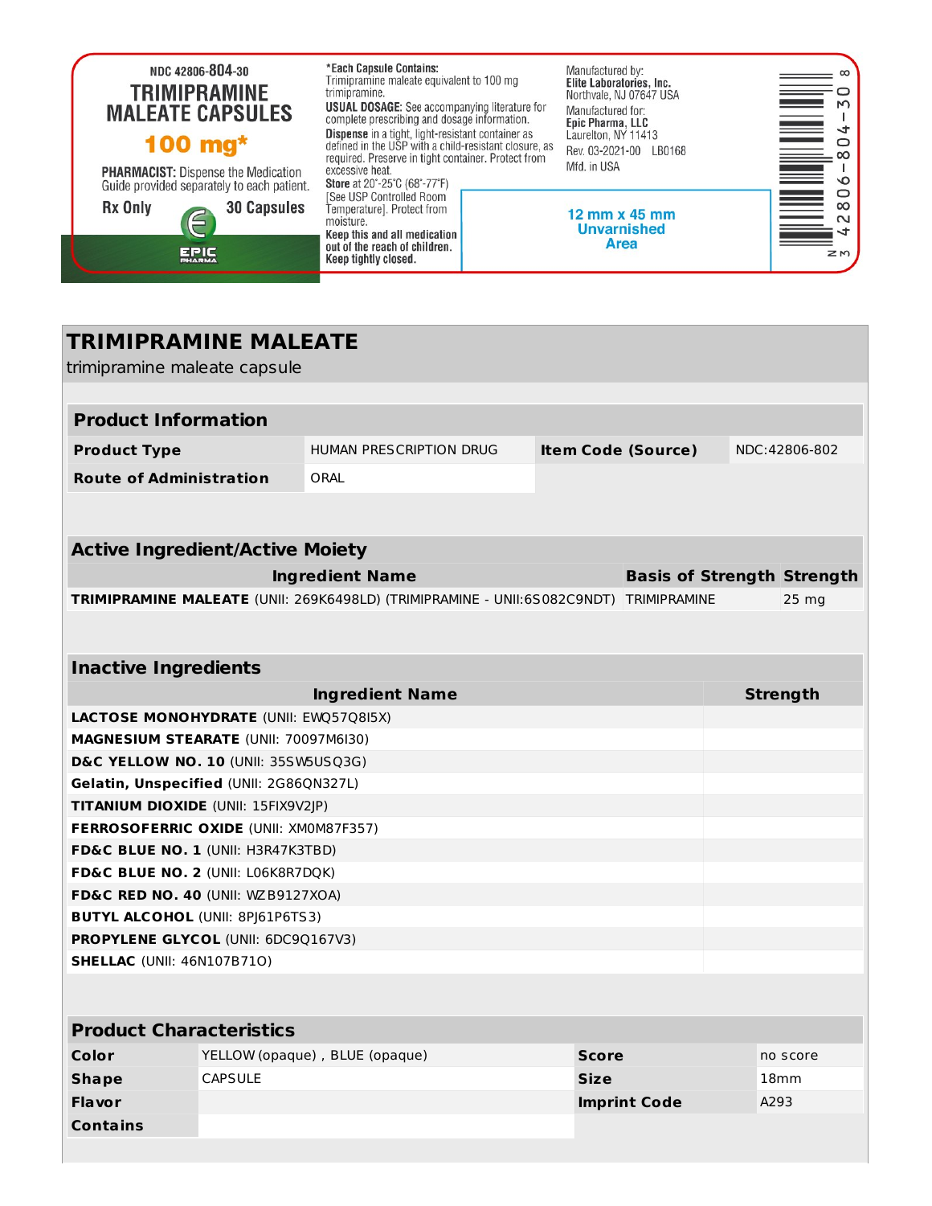NDC 42806-804-30

**TRIMIPRAMINE MALEATE CAPSULES**

**100 mg***

**PHARMACIST:** Dispense the Medication Guide provided separately to each patient.

**Rx Only** **30 Capsules**

EPIC PHARMA

***Each Capsule Contains:** Trimipramine maleate equivalent to 100 mg trimipramine.

**USUAL DOSAGE:** See accompanying literature for complete prescribing and dosage information.

**Dispense** in a tight, light-resistant container as defined in the USP with a child-resistant closure, as required. Preserve in tight container. Protect from excessive heat.

**Store** at 20°-25°C (68°-77°F) [See USP Controlled Room Temperature]. Protect from moisture.

**Keep this and all medication out of the reach of children.**

**Keep tightly closed.**

Manufactured by:
**Elite Laboratories, Inc.**
Northvale, NJ 07647 USA

Manufactured for:
**Epic Pharma, LLC**
Laurelton, NY 11413

Rev. 03-2021-00 LB0168

Mfd. in USA

12 mm x 45 mm Unvarnished Area

N 3 42806-804-30 8

# TRIMIPRAMINE MALEATE

trimipramine maleate capsule

## Product Information

| | | | |
|---|---|---|---|
| **Product Type** | HUMAN PRESCRIPTION DRUG | **Item Code (Source)** | NDC:42806-802 |
| **Route of Administration** | ORAL | | |

## Active Ingredient/Active Moiety

| Ingredient Name | Basis of Strength | Strength |
|---|---|---|
| **TRIMIPRAMINE MALEATE** (UNII: 269K6498LD) (TRIMIPRAMINE - UNII:6S082C9NDT) | TRIMIPRAMINE | 25 mg |

## Inactive Ingredients

| Ingredient Name | Strength |
|---|---|
| **LACTOSE MONOHYDRATE** (UNII: EWQ57Q8I5X) | |
| **MAGNESIUM STEARATE** (UNII: 70097M6I30) | |
| **D&C YELLOW NO. 10** (UNII: 35SW5USQ3G) | |
| **Gelatin, Unspecified** (UNII: 2G86QN327L) | |
| **TITANIUM DIOXIDE** (UNII: 15FIX9V2JP) | |
| **FERROSOFERRIC OXIDE** (UNII: XM0M87F357) | |
| **FD&C BLUE NO. 1** (UNII: H3R47K3TBD) | |
| **FD&C BLUE NO. 2** (UNII: L06K8R7DQK) | |
| **FD&C RED NO. 40** (UNII: WZB9127XOA) | |
| **BUTYL ALCOHOL** (UNII: 8PJ61P6TS3) | |
| **PROPYLENE GLYCOL** (UNII: 6DC9Q167V3) | |
| **SHELLAC** (UNII: 46N107B71O) | |

## Product Characteristics

| | | | |
|---|---|---|---|
| **Color** | YELLOW (opaque) , BLUE (opaque) | **Score** | no score |
| **Shape** | CAPSULE | **Size** | 18mm |
| **Flavor** | | **Imprint Code** | A293 |
| **Contains** | | | |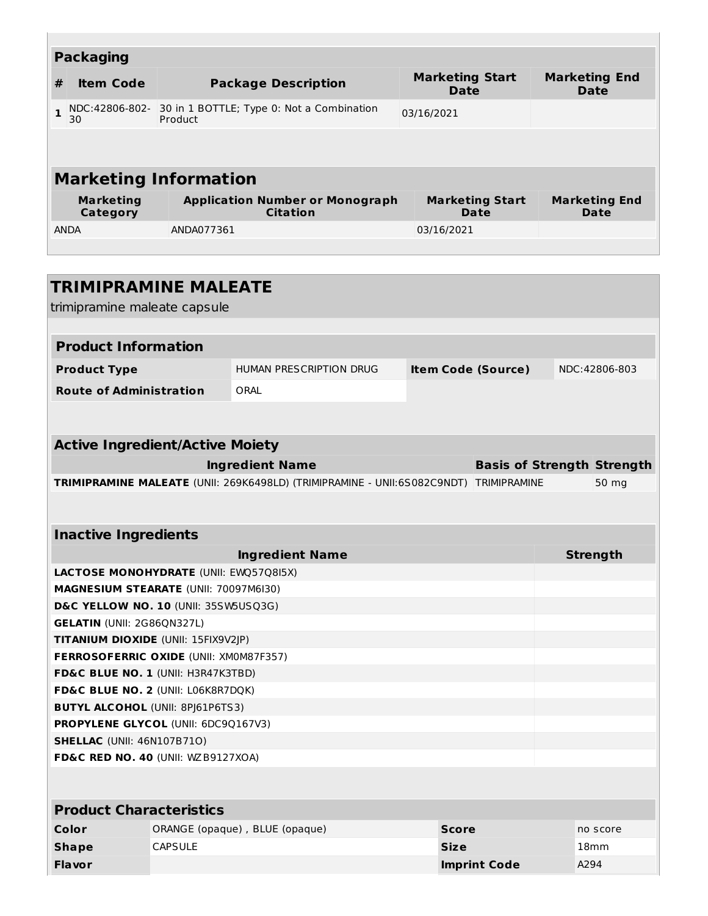### Packaging

| # | Item Code | Package Description | Marketing Start Date | Marketing End Date |
|---|---|---|---|---|
| 1 | NDC:42806-802-30 | 30 in 1 BOTTLE; Type 0: Not a Combination Product | 03/16/2021 | |

### Marketing Information

| Marketing Category | Application Number or Monograph Citation | Marketing Start Date | Marketing End Date |
|---|---|---|---|
| ANDA | ANDA077361 | 03/16/2021 | |

## TRIMIPRAMINE MALEATE

trimipramine maleate capsule

### Product Information

| | | | |
|---|---|---|---|
| **Product Type** | HUMAN PRESCRIPTION DRUG | **Item Code (Source)** | NDC:42806-803 |
| **Route of Administration** | ORAL | | |

### Active Ingredient/Active Moiety

| Ingredient Name | Basis of Strength | Strength |
|---|---|---|
| **TRIMIPRAMINE MALEATE** (UNII: 269K6498LD) (TRIMIPRAMINE - UNII:6S082C9NDT) | TRIMIPRAMINE | 50 mg |

### Inactive Ingredients

| Ingredient Name | Strength |
|---|---|
| **LACTOSE MONOHYDRATE** (UNII: EWQ57Q8I5X) | |
| **MAGNESIUM STEARATE** (UNII: 70097M6I30) | |
| **D&C YELLOW NO. 10** (UNII: 35SW5USQ3G) | |
| **GELATIN** (UNII: 2G86QN327L) | |
| **TITANIUM DIOXIDE** (UNII: 15FIX9V2JP) | |
| **FERROSOFERRIC OXIDE** (UNII: XM0M87F357) | |
| **FD&C BLUE NO. 1** (UNII: H3R47K3TBD) | |
| **FD&C BLUE NO. 2** (UNII: L06K8R7DQK) | |
| **BUTYL ALCOHOL** (UNII: 8PJ61P6TS3) | |
| **PROPYLENE GLYCOL** (UNII: 6DC9Q167V3) | |
| **SHELLAC** (UNII: 46N107B71O) | |
| **FD&C RED NO. 40** (UNII: WZB9127XOA) | |

### Product Characteristics

| | | | |
|---|---|---|---|
| **Color** | ORANGE (opaque) , BLUE (opaque) | **Score** | no score |
| **Shape** | CAPSULE | **Size** | 18mm |
| **Flavor** | | **Imprint Code** | A294 |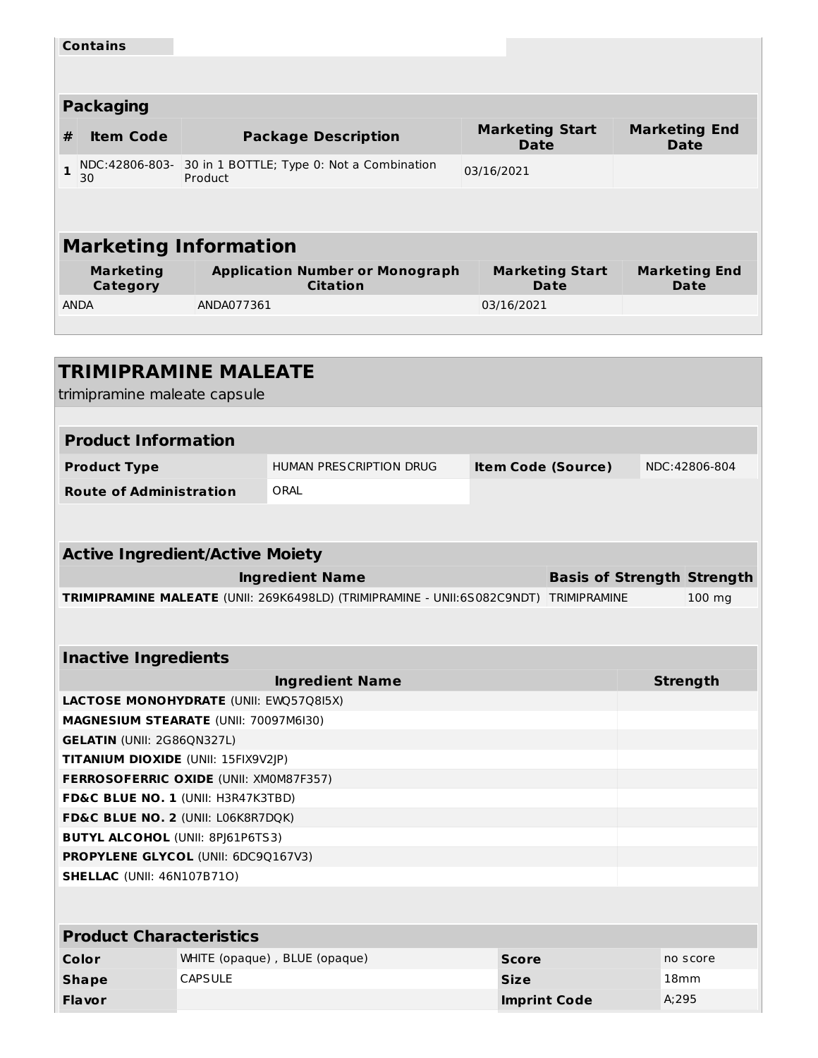| Contains | |
|---|---|

## Packaging

| # | Item Code | Package Description | Marketing Start Date | Marketing End Date |
|---|---|---|---|---|
| 1 | NDC:42806-803-30 | 30 in 1 BOTTLE; Type 0: Not a Combination Product | 03/16/2021 | |

## Marketing Information

| Marketing Category | Application Number or Monograph Citation | Marketing Start Date | Marketing End Date |
|---|---|---|---|
| ANDA | ANDA077361 | 03/16/2021 | |

# TRIMIPRAMINE MALEATE

trimipramine maleate capsule

## Product Information

| Product Type | HUMAN PRESCRIPTION DRUG | Item Code (Source) | NDC:42806-804 |
|---|---|---|---|
| Route of Administration | ORAL | | |

## Active Ingredient/Active Moiety

| Ingredient Name | Basis of Strength | Strength |
|---|---|---|
| **TRIMIPRAMINE MALEATE** (UNII: 269K6498LD) (TRIMIPRAMINE - UNII:6S082C9NDT) | TRIMIPRAMINE | 100 mg |

## Inactive Ingredients

| Ingredient Name | Strength |
|---|---|
| **LACTOSE MONOHYDRATE** (UNII: EWQ57Q8I5X) | |
| **MAGNESIUM STEARATE** (UNII: 70097M6I30) | |
| **GELATIN** (UNII: 2G86QN327L) | |
| **TITANIUM DIOXIDE** (UNII: 15FIX9V2JP) | |
| **FERROSOFERRIC OXIDE** (UNII: XM0M87F357) | |
| **FD&C BLUE NO. 1** (UNII: H3R47K3TBD) | |
| **FD&C BLUE NO. 2** (UNII: L06K8R7DQK) | |
| **BUTYL ALCOHOL** (UNII: 8PJ61P6TS3) | |
| **PROPYLENE GLYCOL** (UNII: 6DC9Q167V3) | |
| **SHELLAC** (UNII: 46N107B71O) | |

## Product Characteristics

| Color | WHITE (opaque) , BLUE (opaque) | Score | no score |
|---|---|---|---|
| Shape | CAPSULE | Size | 18mm |
| Flavor | | Imprint Code | A;295 |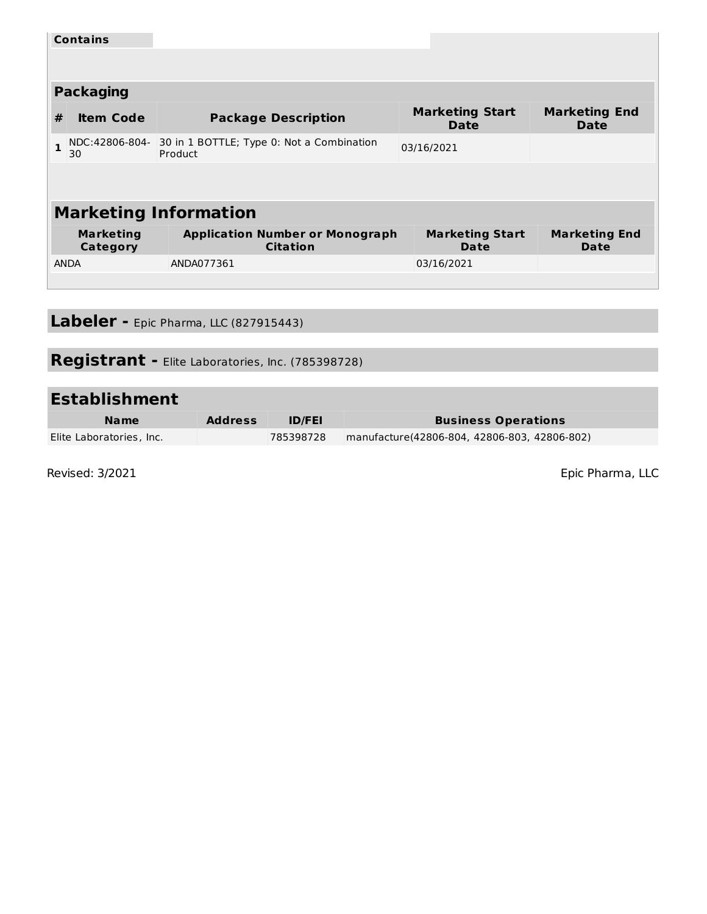| Contains | |
|---|---|

## Packaging

| # | Item Code | Package Description | Marketing Start Date | Marketing End Date |
|---|---|---|---|---|
| 1 | NDC:42806-804-30 | 30 in 1 BOTTLE; Type 0: Not a Combination Product | 03/16/2021 | |

## Marketing Information

| Marketing Category | Application Number or Monograph Citation | Marketing Start Date | Marketing End Date |
|---|---|---|---|
| ANDA | ANDA077361 | 03/16/2021 | |

## Labeler - Epic Pharma, LLC (827915443)

## Registrant - Elite Laboratories, Inc. (785398728)

## Establishment

| Name | Address | ID/FEI | Business Operations |
|---|---|---|---|
| Elite Laboratories, Inc. | | 785398728 | manufacture(42806-804, 42806-803, 42806-802) |

Revised: 3/2021

Epic Pharma, LLC